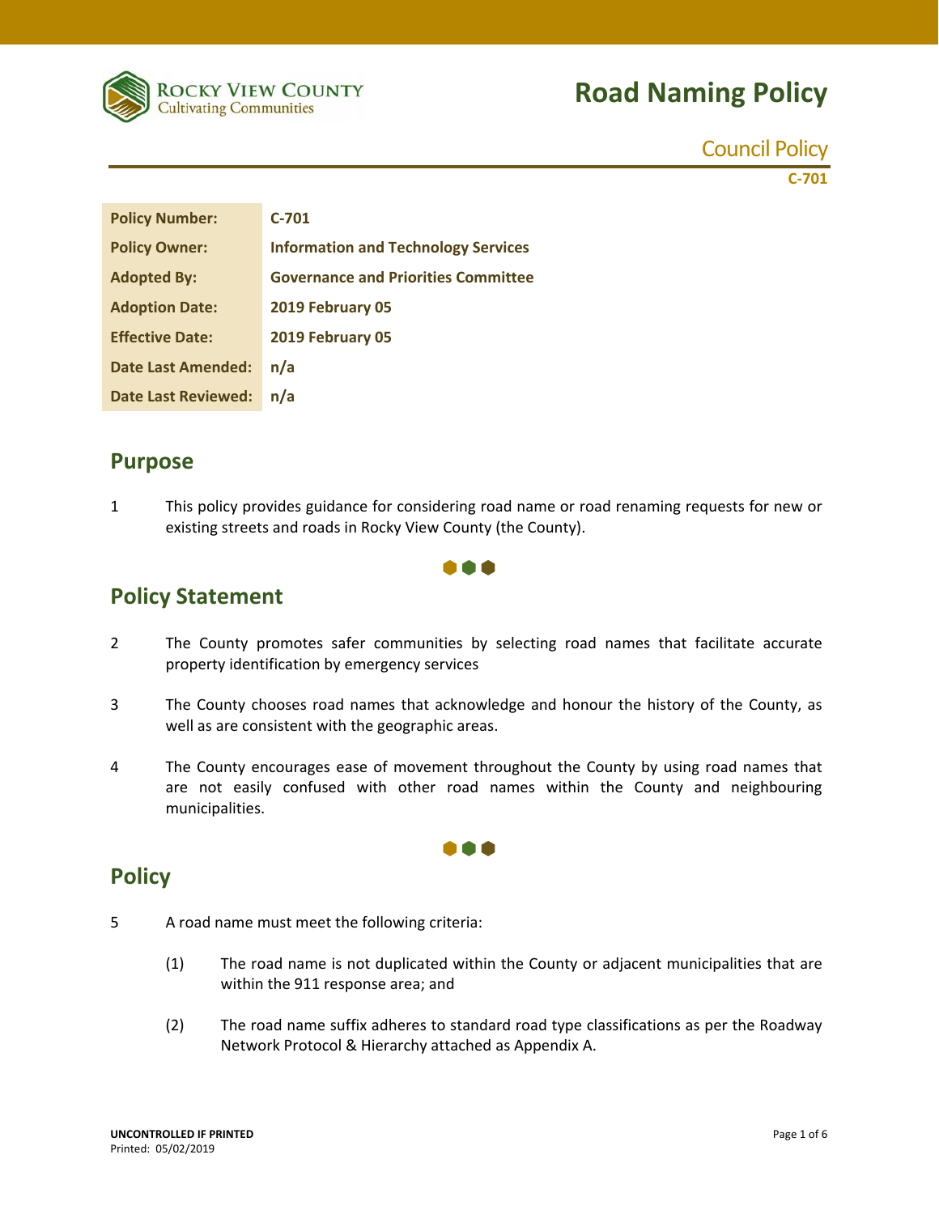# Road Naming Policy

Council Policy

C-701

| Policy Number: | C-701 |
|---|---|
| Policy Owner: | Information and Technology Services |
| Adopted By: | Governance and Priorities Committee |
| Adoption Date: | 2019 February 05 |
| Effective Date: | 2019 February 05 |
| Date Last Amended: | n/a |
| Date Last Reviewed: | n/a |

## Purpose

1 This policy provides guidance for considering road name or road renaming requests for new or existing streets and roads in Rocky View County (the County).

## Policy Statement

2 The County promotes safer communities by selecting road names that facilitate accurate property identification by emergency services

3 The County chooses road names that acknowledge and honour the history of the County, as well as are consistent with the geographic areas.

4 The County encourages ease of movement throughout the County by using road names that are not easily confused with other road names within the County and neighbouring municipalities.

## Policy

5 A road name must meet the following criteria:

(1) The road name is not duplicated within the County or adjacent municipalities that are within the 911 response area; and

(2) The road name suffix adheres to standard road type classifications as per the Roadway Network Protocol & Hierarchy attached as Appendix A.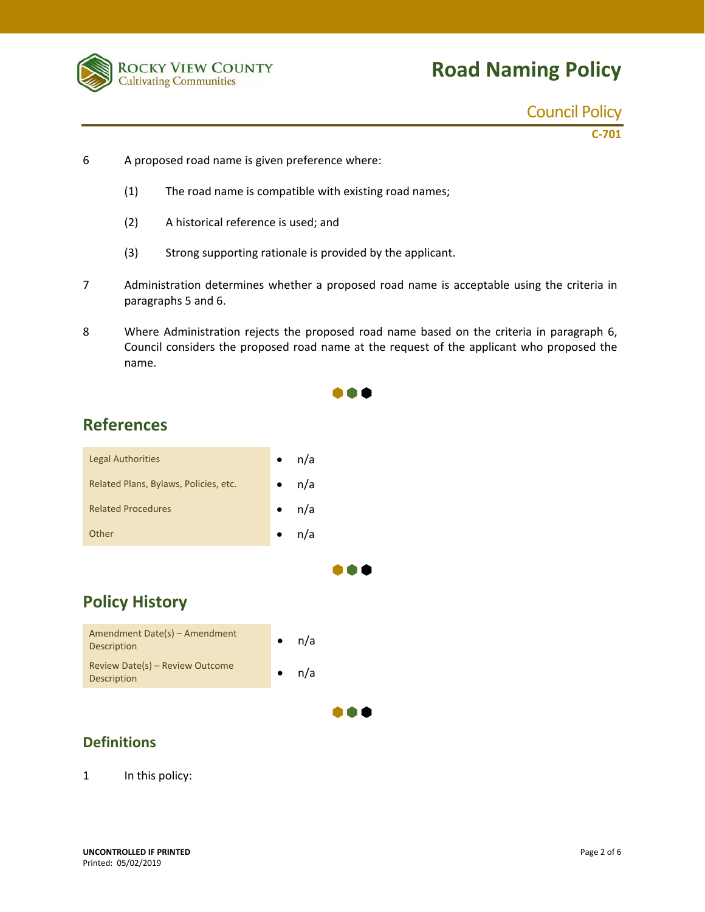6 A proposed road name is given preference where:

(1) The road name is compatible with existing road names;

(2) A historical reference is used; and

(3) Strong supporting rationale is provided by the applicant.

7 Administration determines whether a proposed road name is acceptable using the criteria in paragraphs 5 and 6.

8 Where Administration rejects the proposed road name based on the criteria in paragraph 6, Council considers the proposed road name at the request of the applicant who proposed the name.

## References

| | |
|---|---|
| Legal Authorities | • n/a |
| Related Plans, Bylaws, Policies, etc. | • n/a |
| Related Procedures | • n/a |
| Other | • n/a |

## Policy History

| | |
|---|---|
| Amendment Date(s) – Amendment Description | • n/a |
| Review Date(s) – Review Outcome Description | • n/a |

## Definitions

1 In this policy: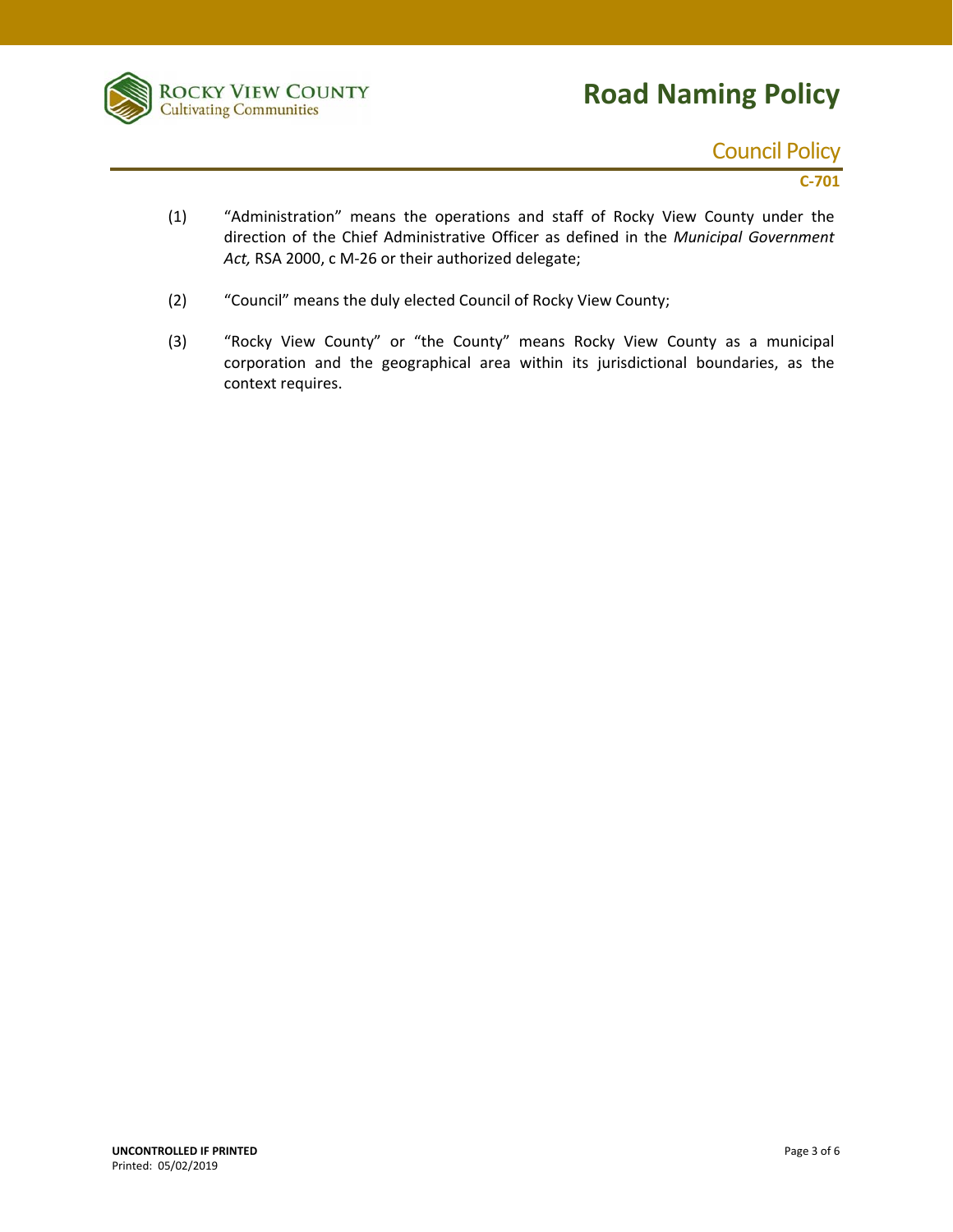(1) "Administration" means the operations and staff of Rocky View County under the direction of the Chief Administrative Officer as defined in the *Municipal Government Act,* RSA 2000, c M-26 or their authorized delegate;

(2) "Council" means the duly elected Council of Rocky View County;

(3) "Rocky View County" or "the County" means Rocky View County as a municipal corporation and the geographical area within its jurisdictional boundaries, as the context requires.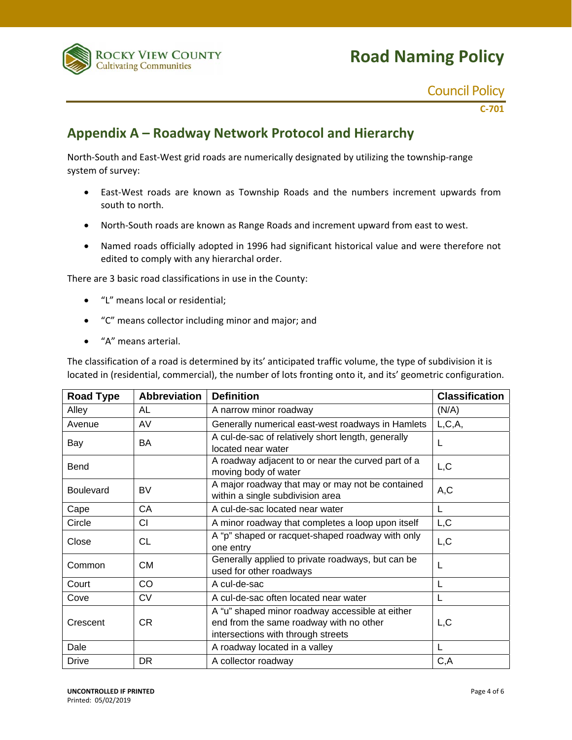## Appendix A – Roadway Network Protocol and Hierarchy

North-South and East-West grid roads are numerically designated by utilizing the township-range system of survey:

- East-West roads are known as Township Roads and the numbers increment upwards from south to north.
- North-South roads are known as Range Roads and increment upward from east to west.
- Named roads officially adopted in 1996 had significant historical value and were therefore not edited to comply with any hierarchal order.

There are 3 basic road classifications in use in the County:

- "L" means local or residential;
- "C" means collector including minor and major; and
- "A" means arterial.

The classification of a road is determined by its' anticipated traffic volume, the type of subdivision it is located in (residential, commercial), the number of lots fronting onto it, and its' geometric configuration.

| Road Type | Abbreviation | Definition | Classification |
|---|---|---|---|
| Alley | AL | A narrow minor roadway | (N/A) |
| Avenue | AV | Generally numerical east-west roadways in Hamlets | L,C,A, |
| Bay | BA | A cul-de-sac of relatively short length, generally located near water | L |
| Bend | | A roadway adjacent to or near the curved part of a moving body of water | L,C |
| Boulevard | BV | A major roadway that may or may not be contained within a single subdivision area | A,C |
| Cape | CA | A cul-de-sac located near water | L |
| Circle | CI | A minor roadway that completes a loop upon itself | L,C |
| Close | CL | A "p" shaped or racquet-shaped roadway with only one entry | L,C |
| Common | CM | Generally applied to private roadways, but can be used for other roadways | L |
| Court | CO | A cul-de-sac | L |
| Cove | CV | A cul-de-sac often located near water | L |
| Crescent | CR | A "u" shaped minor roadway accessible at either end from the same roadway with no other intersections with through streets | L,C |
| Dale | | A roadway located in a valley | L |
| Drive | DR | A collector roadway | C,A |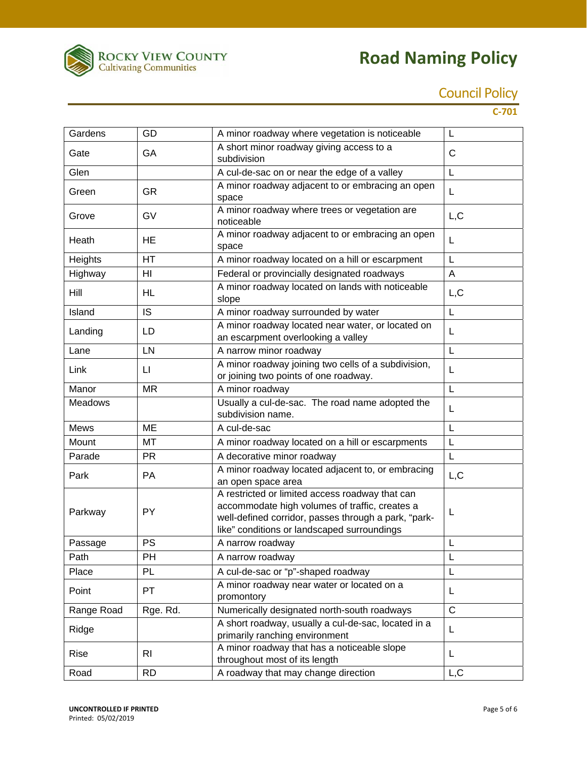| Gardens | GD | A minor roadway where vegetation is noticeable | L |
|---|---|---|---|
| Gate | GA | A short minor roadway giving access to a subdivision | C |
| Glen | | A cul-de-sac on or near the edge of a valley | L |
| Green | GR | A minor roadway adjacent to or embracing an open space | L |
| Grove | GV | A minor roadway where trees or vegetation are noticeable | L,C |
| Heath | HE | A minor roadway adjacent to or embracing an open space | L |
| Heights | HT | A minor roadway located on a hill or escarpment | L |
| Highway | HI | Federal or provincially designated roadways | A |
| Hill | HL | A minor roadway located on lands with noticeable slope | L,C |
| Island | IS | A minor roadway surrounded by water | L |
| Landing | LD | A minor roadway located near water, or located on an escarpment overlooking a valley | L |
| Lane | LN | A narrow minor roadway | L |
| Link | LI | A minor roadway joining two cells of a subdivision, or joining two points of one roadway. | L |
| Manor | MR | A minor roadway | L |
| Meadows | | Usually a cul-de-sac. The road name adopted the subdivision name. | L |
| Mews | ME | A cul-de-sac | L |
| Mount | MT | A minor roadway located on a hill or escarpments | L |
| Parade | PR | A decorative minor roadway | L |
| Park | PA | A minor roadway located adjacent to, or embracing an open space area | L,C |
| Parkway | PY | A restricted or limited access roadway that can accommodate high volumes of traffic, creates a well-defined corridor, passes through a park, "park-like" conditions or landscaped surroundings | L |
| Passage | PS | A narrow roadway | L |
| Path | PH | A narrow roadway | L |
| Place | PL | A cul-de-sac or "p"-shaped roadway | L |
| Point | PT | A minor roadway near water or located on a promontory | L |
| Range Road | Rge. Rd. | Numerically designated north-south roadways | C |
| Ridge | | A short roadway, usually a cul-de-sac, located in a primarily ranching environment | L |
| Rise | RI | A minor roadway that has a noticeable slope throughout most of its length | L |
| Road | RD | A roadway that may change direction | L,C |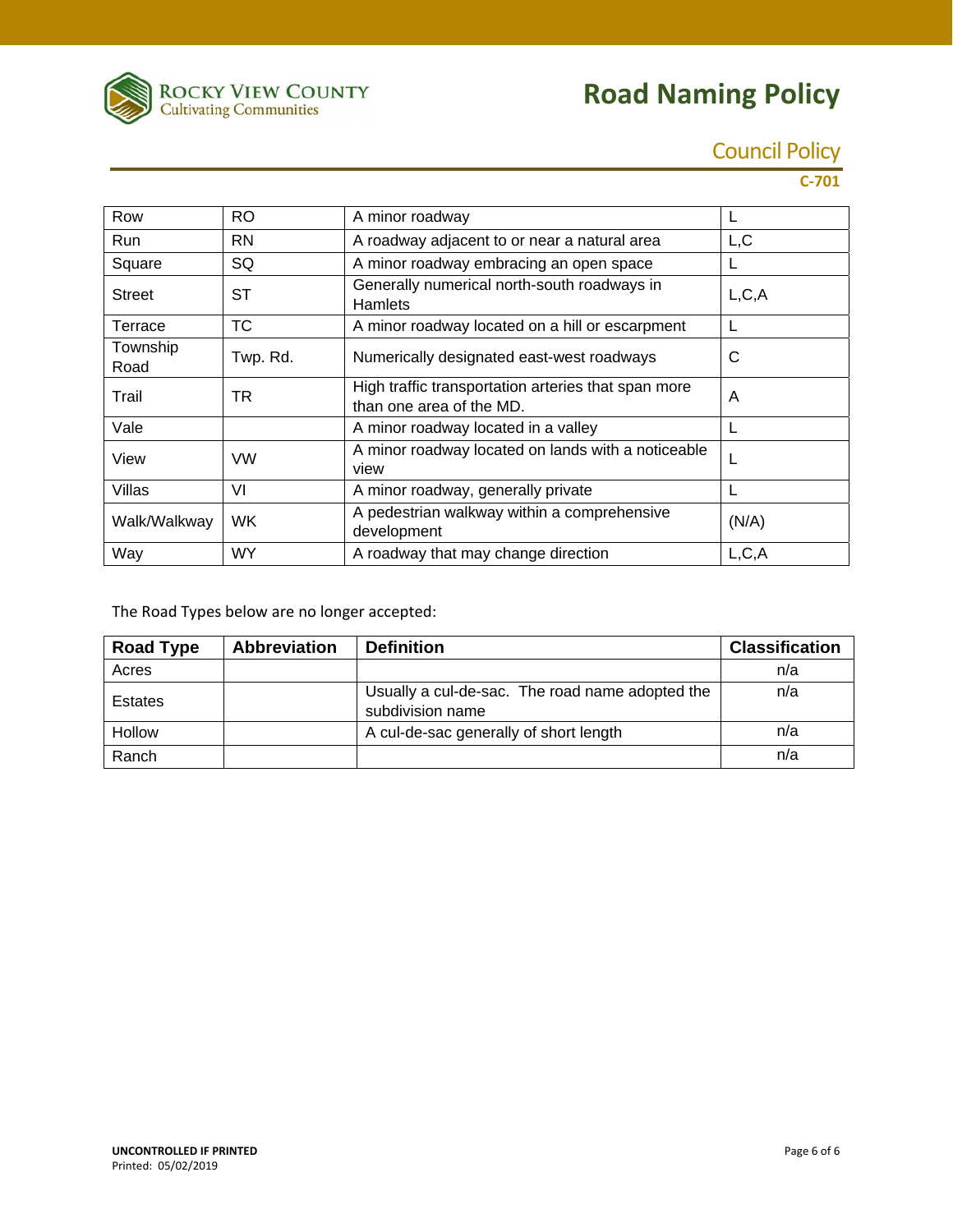| | | | |
|---|---|---|---|
| Row | RO | A minor roadway | L |
| Run | RN | A roadway adjacent to or near a natural area | L,C |
| Square | SQ | A minor roadway embracing an open space | L |
| Street | ST | Generally numerical north-south roadways in Hamlets | L,C,A |
| Terrace | TC | A minor roadway located on a hill or escarpment | L |
| Township Road | Twp. Rd. | Numerically designated east-west roadways | C |
| Trail | TR | High traffic transportation arteries that span more than one area of the MD. | A |
| Vale | | A minor roadway located in a valley | L |
| View | VW | A minor roadway located on lands with a noticeable view | L |
| Villas | VI | A minor roadway, generally private | L |
| Walk/Walkway | WK | A pedestrian walkway within a comprehensive development | (N/A) |
| Way | WY | A roadway that may change direction | L,C,A |

The Road Types below are no longer accepted:

| Road Type | Abbreviation | Definition | Classification |
|---|---|---|---|
| Acres | | | n/a |
| Estates | | Usually a cul-de-sac. The road name adopted the subdivision name | n/a |
| Hollow | | A cul-de-sac generally of short length | n/a |
| Ranch | | | n/a |

**UNCONTROLLED IF PRINTED**
Printed: 05/02/2019